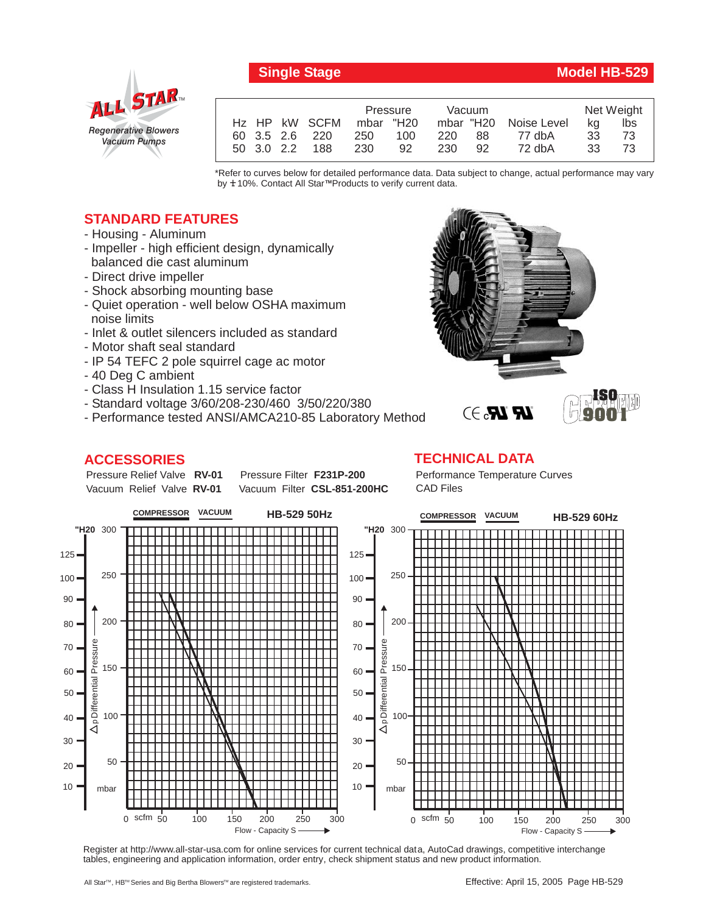# Single Stage — Model HB-529

ALL STAR™
*Regenerative Blowers Vacuum Pumps*

| Hz | HP | kW | SCFM | Pressure mbar | Pressure "H20 | Vacuum mbar | Vacuum "H20 | Noise Level | Net Weight kg | Net Weight lbs |
|---|---|---|---|---|---|---|---|---|---|---|
| 60 | 3.5 | 2.6 | 220 | 250 | 100 | 220 | 88 | 77 dbA | 33 | 73 |
| 50 | 3.0 | 2.2 | 188 | 230 | 92 | 230 | 92 | 72 dbA | 33 | 73 |

*Refer to curves below for detailed performance data. Data subject to change, actual performance may vary by ±10%. Contact All Star™Products to verify current data.

## STANDARD FEATURES

- Housing - Aluminum
- Impeller - high efficient design, dynamically balanced die cast aluminum
- Direct drive impeller
- Shock absorbing mounting base
- Quiet operation - well below OSHA maximum noise limits
- Inlet & outlet silencers included as standard
- Motor shaft seal standard
- IP 54 TEFC 2 pole squirrel cage ac motor
- 40 Deg C ambient
- Class H Insulation 1.15 service factor
- Standard voltage 3/60/208-230/460 3/50/220/380
- Performance tested ANSI/AMCA210-85 Laboratory Method

## ACCESSORIES

Pressure Relief Valve **RV-01** Pressure Filter **F231P-200**
Vacuum Relief Valve **RV-01** Vacuum Filter **CSL-851-200HC**

## TECHNICAL DATA

Performance Temperature Curves
CAD Files

**COMPRESSOR** **VACUUM** **HB-529 50Hz**

**COMPRESSOR** **VACUUM** **HB-529 60Hz**

Register at http://www.all-star-usa.com for online services for current technical data, AutoCad drawings, competitive interchange tables, engineering and application information, order entry, check shipment status and new product information.

All Star™, HB™ Series and Big Bertha Blowers™ are registered trademarks.

Effective: April 15, 2005 Page HB-529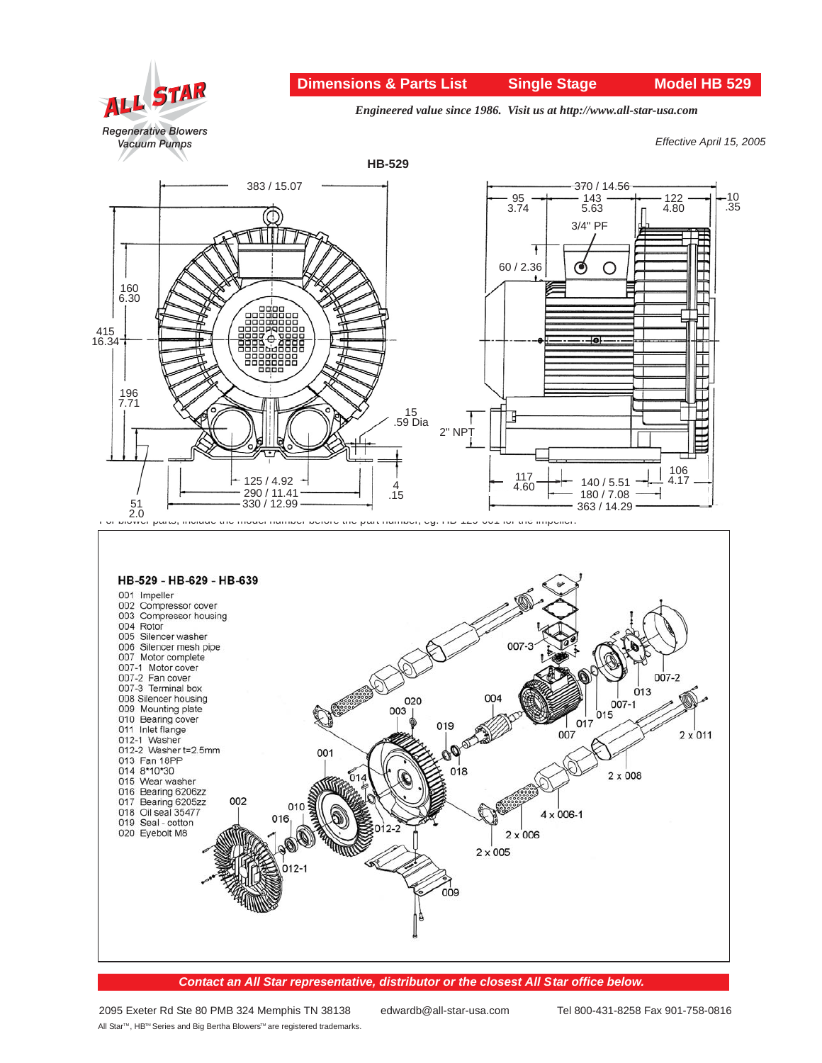ALL STAR
*Regenerative Blowers*
*Vacuum Pumps*

## Dimensions & Parts List — Single Stage — Model HB 529

***Engineered value since 1986. Visit us at http://www.all-star-usa.com***

*Effective April 15, 2005*

### HB-529

383 / 15.07
415 16.34
160 6.30
196 7.71
51 2.0
125 / 4.92
290 / 11.41
330 / 12.99
4 .15
15 .59 Dia
2" NPT
370 / 14.56
95 3.74
143 5.63
122 4.80
10 .35
3/4" PF
60 / 2.36
117 4.60
140 / 5.51
180 / 7.08
363 / 14.29
106 4.17

For blower parts, include the model number before the part number, eg. HB 129-001 for the impeller.

### HB-529 - HB-629 - HB-639

001 Impeller
002 Compressor cover
003 Compressor housing
004 Rotor
005 Silencer washer
006 Silencer mesh pipe
007 Motor complete
007-1 Motor cover
007-2 Fan cover
007-3 Terminal box
008 Silencer housing
009 Mounting plate
010 Bearing cover
011 Inlet flange
012-1 Washer
012-2 Washer t=2.5mm
013 Fan 18PP
014 8*10*30
015 Wear washer
016 Bearing 6206zz
017 Bearing 6205zz
018 Oil seal 35477
019 Seal - cotton
020 Eyebolt M8

2 x 011
2 x 008
4 x 006-1
2 x 006
2 x 005

***Contact an All Star representative, distributor or the closest All Star office below.***

2095 Exeter Rd Ste 80 PMB 324 Memphis TN 38138 — edwardb@all-star-usa.com — Tel 800-431-8258 Fax 901-758-0816

All Star™, HB™ Series and Big Bertha Blowers™ are registered trademarks.